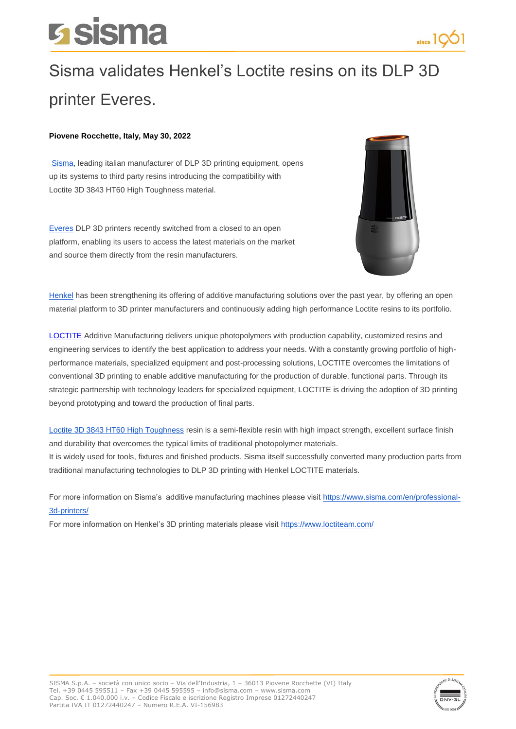# Sisma validates Henkel's Loctite resins on its DLP 3D printer Everes.

**Piovene Rocchette, Italy, May 30, 2022**

Sisma, leading italian manufacturer of DLP 3D printing equipment, opens up its systems to third party resins introducing the compatibility with Loctite 3D 3843 HT60 High Toughness material.

Everes DLP 3D printers recently switched from a closed to an open platform, enabling its users to access the latest materials on the market and source them directly from the resin manufacturers.

Henkel has been strengthening its offering of additive manufacturing solutions over the past year, by offering an open material platform to 3D printer manufacturers and continuously adding high performance Loctite resins to its portfolio.

LOCTITE Additive Manufacturing delivers unique photopolymers with production capability, customized resins and engineering services to identify the best application to address your needs. With a constantly growing portfolio of high-performance materials, specialized equipment and post-processing solutions, LOCTITE overcomes the limitations of conventional 3D printing to enable additive manufacturing for the production of durable, functional parts. Through its strategic partnership with technology leaders for specialized equipment, LOCTITE is driving the adoption of 3D printing beyond prototyping and toward the production of final parts.

Loctite 3D 3843 HT60 High Toughness resin is a semi-flexible resin with high impact strength, excellent surface finish and durability that overcomes the typical limits of traditional photopolymer materials.
It is widely used for tools, fixtures and finished products. Sisma itself successfully converted many production parts from traditional manufacturing technologies to DLP 3D printing with Henkel LOCTITE materials.

For more information on Sisma's additive manufacturing machines please visit https://www.sisma.com/en/professional-3d-printers/
For more information on Henkel's 3D printing materials please visit https://www.loctiteam.com/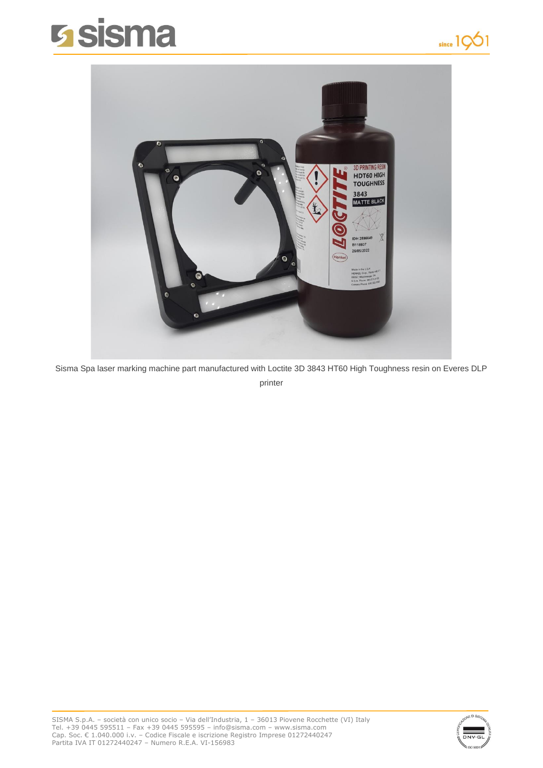Sisma Spa laser marking machine part manufactured with Loctite 3D 3843 HT60 High Toughness resin on Everes DLP printer